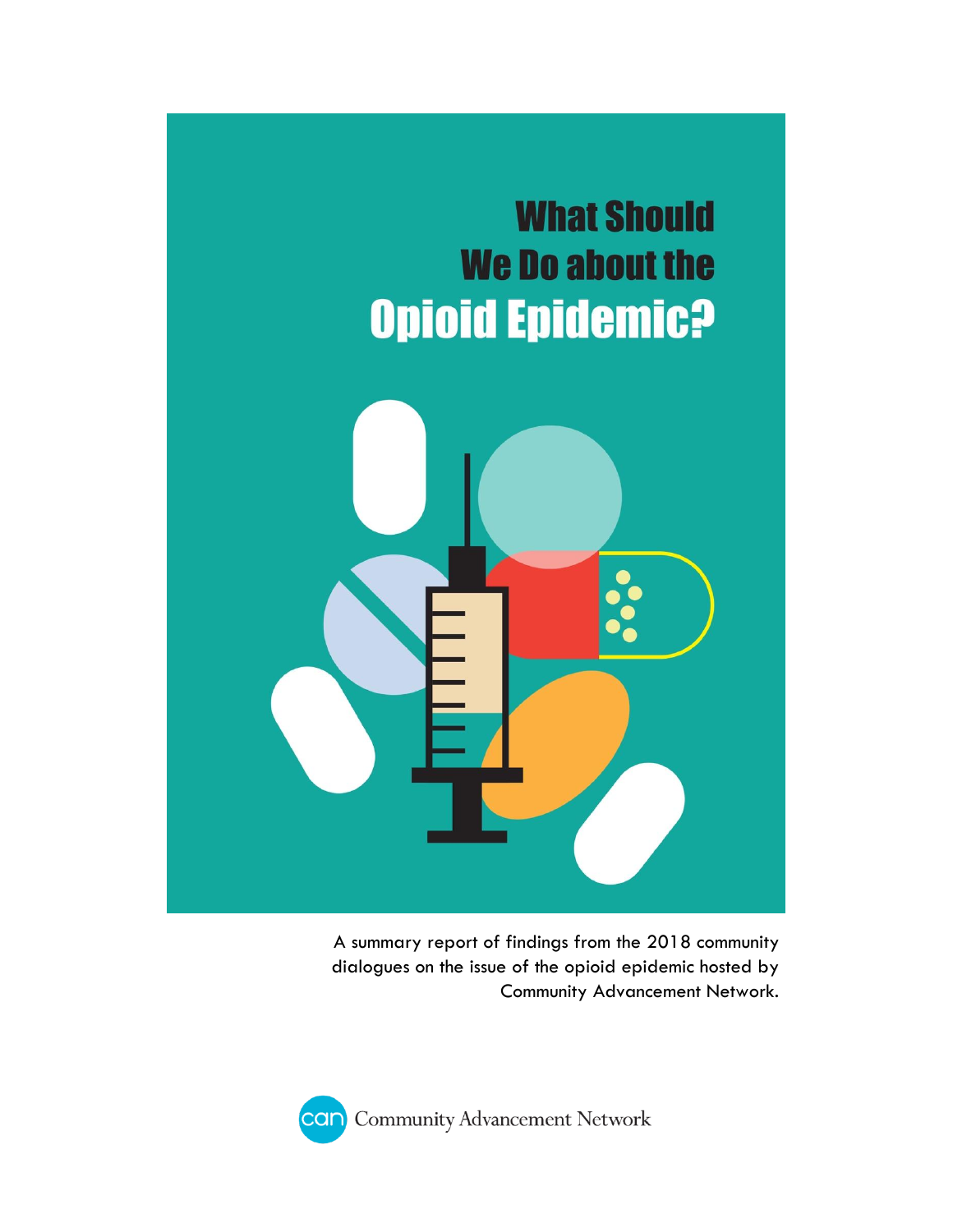# What Should We Do about the Opioid Epidemic?

A summary report of findings from the 2018 community dialogues on the issue of the opioid epidemic hosted by Community Advancement Network.

Community Advancement Network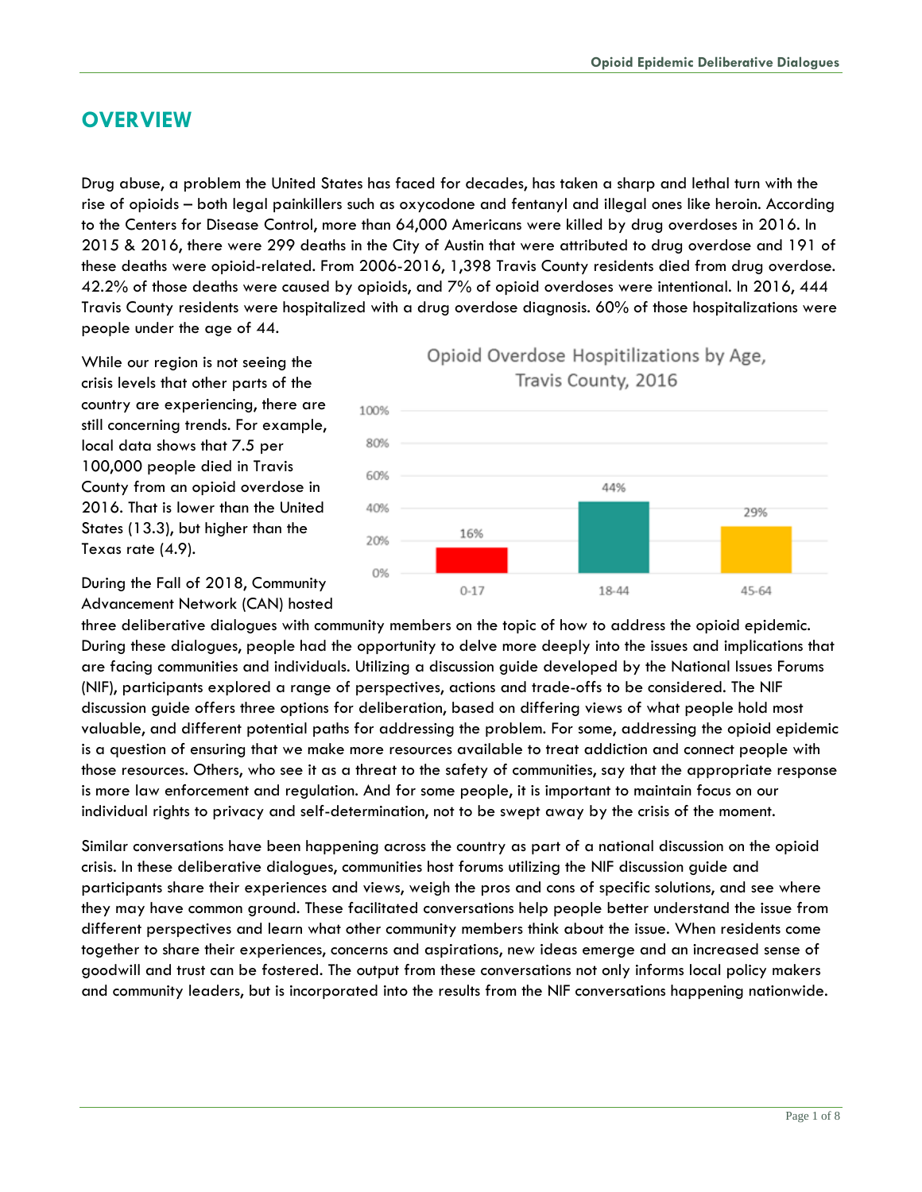# OVERVIEW

Drug abuse, a problem the United States has faced for decades, has taken a sharp and lethal turn with the rise of opioids – both legal painkillers such as oxycodone and fentanyl and illegal ones like heroin. According to the Centers for Disease Control, more than 64,000 Americans were killed by drug overdoses in 2016. In 2015 & 2016, there were 299 deaths in the City of Austin that were attributed to drug overdose and 191 of these deaths were opioid-related. From 2006-2016, 1,398 Travis County residents died from drug overdose. 42.2% of those deaths were caused by opioids, and 7% of opioid overdoses were intentional. In 2016, 444 Travis County residents were hospitalized with a drug overdose diagnosis. 60% of those hospitalizations were people under the age of 44.

While our region is not seeing the crisis levels that other parts of the country are experiencing, there are still concerning trends. For example, local data shows that 7.5 per 100,000 people died in Travis County from an opioid overdose in 2016. That is lower than the United States (13.3), but higher than the Texas rate (4.9).

**Opioid Overdose Hospitilizations by Age, Travis County, 2016**

| Age | Percent |
|---|---|
| 0-17 | 16% |
| 18-44 | 44% |
| 45-64 | 29% |

During the Fall of 2018, Community Advancement Network (CAN) hosted three deliberative dialogues with community members on the topic of how to address the opioid epidemic. During these dialogues, people had the opportunity to delve more deeply into the issues and implications that are facing communities and individuals. Utilizing a discussion guide developed by the National Issues Forums (NIF), participants explored a range of perspectives, actions and trade-offs to be considered. The NIF discussion guide offers three options for deliberation, based on differing views of what people hold most valuable, and different potential paths for addressing the problem. For some, addressing the opioid epidemic is a question of ensuring that we make more resources available to treat addiction and connect people with those resources. Others, who see it as a threat to the safety of communities, say that the appropriate response is more law enforcement and regulation. And for some people, it is important to maintain focus on our individual rights to privacy and self-determination, not to be swept away by the crisis of the moment.

Similar conversations have been happening across the country as part of a national discussion on the opioid crisis. In these deliberative dialogues, communities host forums utilizing the NIF discussion guide and participants share their experiences and views, weigh the pros and cons of specific solutions, and see where they may have common ground. These facilitated conversations help people better understand the issue from different perspectives and learn what other community members think about the issue. When residents come together to share their experiences, concerns and aspirations, new ideas emerge and an increased sense of goodwill and trust can be fostered. The output from these conversations not only informs local policy makers and community leaders, but is incorporated into the results from the NIF conversations happening nationwide.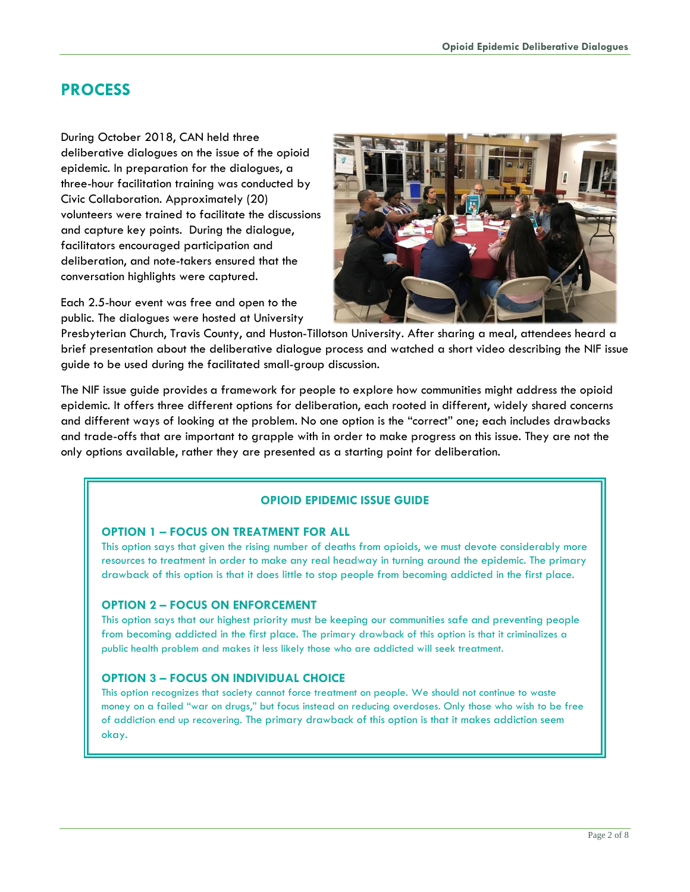## PROCESS

During October 2018, CAN held three deliberative dialogues on the issue of the opioid epidemic. In preparation for the dialogues, a three-hour facilitation training was conducted by Civic Collaboration. Approximately (20) volunteers were trained to facilitate the discussions and capture key points. During the dialogue, facilitators encouraged participation and deliberation, and note-takers ensured that the conversation highlights were captured.

Each 2.5-hour event was free and open to the public. The dialogues were hosted at University Presbyterian Church, Travis County, and Huston-Tillotson University. After sharing a meal, attendees heard a brief presentation about the deliberative dialogue process and watched a short video describing the NIF issue guide to be used during the facilitated small-group discussion.

The NIF issue guide provides a framework for people to explore how communities might address the opioid epidemic. It offers three different options for deliberation, each rooted in different, widely shared concerns and different ways of looking at the problem. No one option is the "correct" one; each includes drawbacks and trade-offs that are important to grapple with in order to make progress on this issue. They are not the only options available, rather they are presented as a starting point for deliberation.

### OPIOID EPIDEMIC ISSUE GUIDE

**OPTION 1 – FOCUS ON TREATMENT FOR ALL**

This option says that given the rising number of deaths from opioids, we must devote considerably more resources to treatment in order to make any real headway in turning around the epidemic. The primary drawback of this option is that it does little to stop people from becoming addicted in the first place.

**OPTION 2 – FOCUS ON ENFORCEMENT**

This option says that our highest priority must be keeping our communities safe and preventing people from becoming addicted in the first place. The primary drawback of this option is that it criminalizes a public health problem and makes it less likely those who are addicted will seek treatment.

**OPTION 3 – FOCUS ON INDIVIDUAL CHOICE**

This option recognizes that society cannot force treatment on people. We should not continue to waste money on a failed "war on drugs," but focus instead on reducing overdoses. Only those who wish to be free of addiction end up recovering. The primary drawback of this option is that it makes addiction seem okay.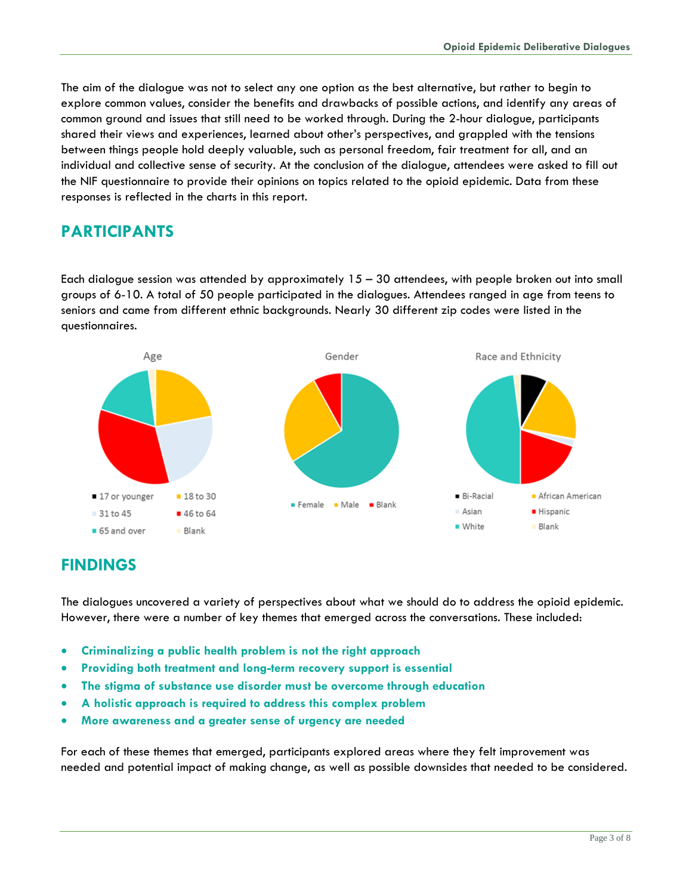The aim of the dialogue was not to select any one option as the best alternative, but rather to begin to explore common values, consider the benefits and drawbacks of possible actions, and identify any areas of common ground and issues that still need to be worked through. During the 2-hour dialogue, participants shared their views and experiences, learned about other's perspectives, and grappled with the tensions between things people hold deeply valuable, such as personal freedom, fair treatment for all, and an individual and collective sense of security. At the conclusion of the dialogue, attendees were asked to fill out the NIF questionnaire to provide their opinions on topics related to the opioid epidemic. Data from these responses is reflected in the charts in this report.

## PARTICIPANTS

Each dialogue session was attended by approximately 15 – 30 attendees, with people broken out into small groups of 6-10. A total of 50 people participated in the dialogues. Attendees ranged in age from teens to seniors and came from different ethnic backgrounds. Nearly 30 different zip codes were listed in the questionnaires.

Age

- 17 or younger
- 18 to 30
- 31 to 45
- 46 to 64
- 65 and over
- Blank

Gender

- Female
- Male
- Blank

Race and Ethnicity

- Bi-Racial
- African American
- Asian
- Hispanic
- White
- Blank

## FINDINGS

The dialogues uncovered a variety of perspectives about what we should do to address the opioid epidemic. However, there were a number of key themes that emerged across the conversations. These included:

- **Criminalizing a public health problem is not the right approach**
- **Providing both treatment and long-term recovery support is essential**
- **The stigma of substance use disorder must be overcome through education**
- **A holistic approach is required to address this complex problem**
- **More awareness and a greater sense of urgency are needed**

For each of these themes that emerged, participants explored areas where they felt improvement was needed and potential impact of making change, as well as possible downsides that needed to be considered.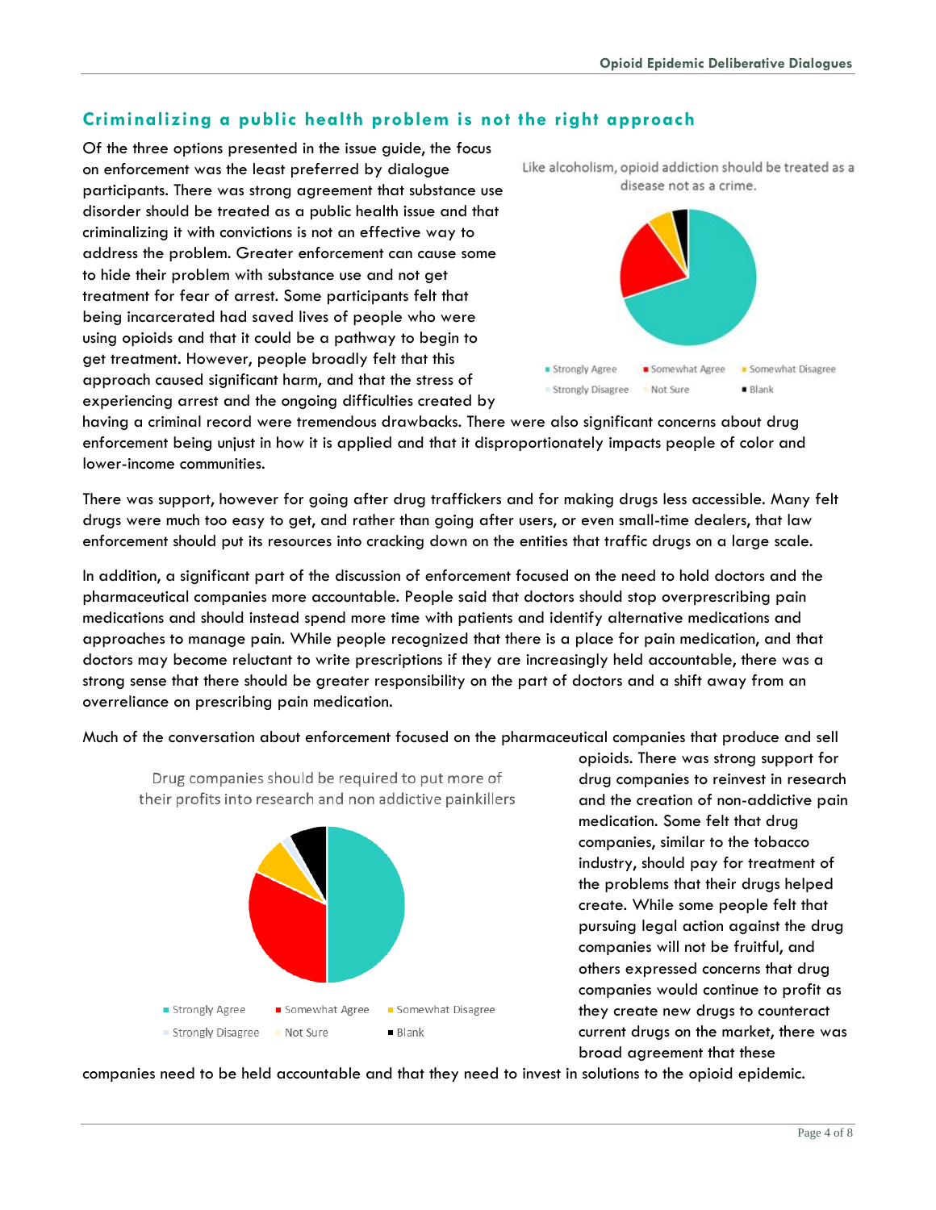## Criminalizing a public health problem is not the right approach

Of the three options presented in the issue guide, the focus on enforcement was the least preferred by dialogue participants. There was strong agreement that substance use disorder should be treated as a public health issue and that criminalizing it with convictions is not an effective way to address the problem. Greater enforcement can cause some to hide their problem with substance use and not get treatment for fear of arrest. Some participants felt that being incarcerated had saved lives of people who were using opioids and that it could be a pathway to begin to get treatment. However, people broadly felt that this approach caused significant harm, and that the stress of experiencing arrest and the ongoing difficulties created by having a criminal record were tremendous drawbacks. There were also significant concerns about drug enforcement being unjust in how it is applied and that it disproportionately impacts people of color and lower-income communities.

Like alcoholism, opioid addiction should be treated as a disease not as a crime.

Strongly Agree · Somewhat Agree · Somewhat Disagree · Strongly Disagree · Not Sure · Blank

There was support, however for going after drug traffickers and for making drugs less accessible. Many felt drugs were much too easy to get, and rather than going after users, or even small-time dealers, that law enforcement should put its resources into cracking down on the entities that traffic drugs on a large scale.

In addition, a significant part of the discussion of enforcement focused on the need to hold doctors and the pharmaceutical companies more accountable. People said that doctors should stop overprescribing pain medications and should instead spend more time with patients and identify alternative medications and approaches to manage pain. While people recognized that there is a place for pain medication, and that doctors may become reluctant to write prescriptions if they are increasingly held accountable, there was a strong sense that there should be greater responsibility on the part of doctors and a shift away from an overreliance on prescribing pain medication.

Much of the conversation about enforcement focused on the pharmaceutical companies that produce and sell opioids. There was strong support for drug companies to reinvest in research and the creation of non-addictive pain medication. Some felt that drug companies, similar to the tobacco industry, should pay for treatment of the problems that their drugs helped create. While some people felt that pursuing legal action against the drug companies will not be fruitful, and others expressed concerns that drug companies would continue to profit as they create new drugs to counteract current drugs on the market, there was broad agreement that these companies need to be held accountable and that they need to invest in solutions to the opioid epidemic.

Drug companies should be required to put more of their profits into research and non addictive painkillers

Strongly Agree · Somewhat Agree · Somewhat Disagree · Strongly Disagree · Not Sure · Blank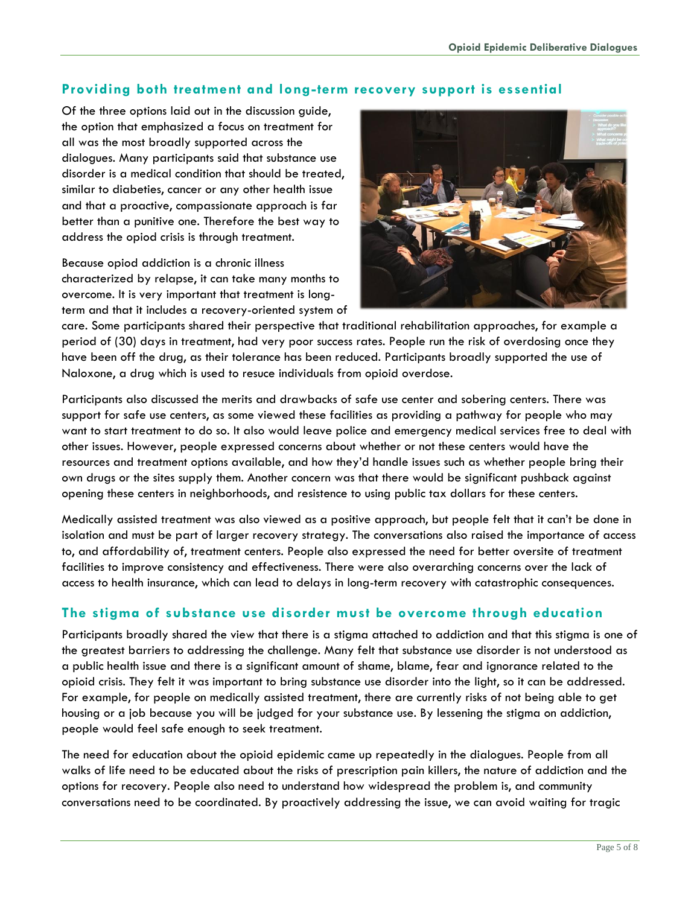## Providing both treatment and long-term recovery support is essential

Of the three options laid out in the discussion guide, the option that emphasized a focus on treatment for all was the most broadly supported across the dialogues. Many participants said that substance use disorder is a medical condition that should be treated, similar to diabeties, cancer or any other health issue and that a proactive, compassionate approach is far better than a punitive one. Therefore the best way to address the opiod crisis is through treatment.

Because opiod addiction is a chronic illness characterized by relapse, it can take many months to overcome. It is very important that treatment is long-term and that it includes a recovery-oriented system of care. Some participants shared their perspective that traditional rehabilitation approaches, for example a period of (30) days in treatment, had very poor success rates. People run the risk of overdosing once they have been off the drug, as their tolerance has been reduced. Participants broadly supported the use of Naloxone, a drug which is used to resuce individuals from opioid overdose.

Participants also discussed the merits and drawbacks of safe use center and sobering centers. There was support for safe use centers, as some viewed these facilities as providing a pathway for people who may want to start treatment to do so. It also would leave police and emergency medical services free to deal with other issues. However, people expressed concerns about whether or not these centers would have the resources and treatment options available, and how they'd handle issues such as whether people bring their own drugs or the sites supply them. Another concern was that there would be significant pushback against opening these centers in neighborhoods, and resistence to using public tax dollars for these centers.

Medically assisted treatment was also viewed as a positive approach, but people felt that it can't be done in isolation and must be part of larger recovery strategy. The conversations also raised the importance of access to, and affordability of, treatment centers. People also expressed the need for better oversite of treatment facilities to improve consistency and effectiveness. There were also overarching concerns over the lack of access to health insurance, which can lead to delays in long-term recovery with catastrophic consequences.

## The stigma of substance use disorder must be overcome through education

Participants broadly shared the view that there is a stigma attached to addiction and that this stigma is one of the greatest barriers to addressing the challenge. Many felt that substance use disorder is not understood as a public health issue and there is a significant amount of shame, blame, fear and ignorance related to the opioid crisis. They felt it was important to bring substance use disorder into the light, so it can be addressed. For example, for people on medically assisted treatment, there are currently risks of not being able to get housing or a job because you will be judged for your substance use. By lessening the stigma on addiction, people would feel safe enough to seek treatment.

The need for education about the opioid epidemic came up repeatedly in the dialogues. People from all walks of life need to be educated about the risks of prescription pain killers, the nature of addiction and the options for recovery. People also need to understand how widespread the problem is, and community conversations need to be coordinated. By proactively addressing the issue, we can avoid waiting for tragic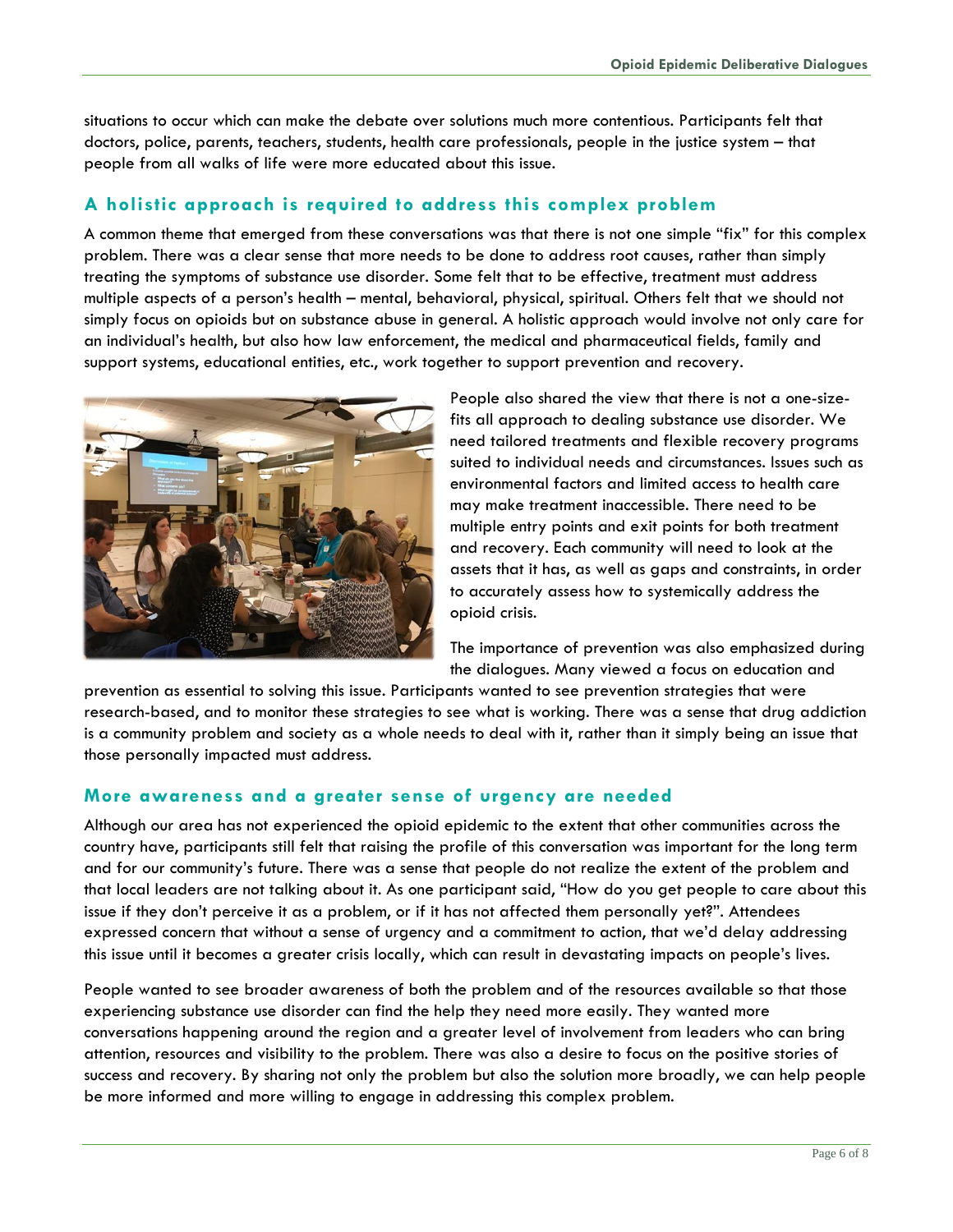situations to occur which can make the debate over solutions much more contentious. Participants felt that doctors, police, parents, teachers, students, health care professionals, people in the justice system – that people from all walks of life were more educated about this issue.

## A holistic approach is required to address this complex problem

A common theme that emerged from these conversations was that there is not one simple "fix" for this complex problem. There was a clear sense that more needs to be done to address root causes, rather than simply treating the symptoms of substance use disorder. Some felt that to be effective, treatment must address multiple aspects of a person's health – mental, behavioral, physical, spiritual. Others felt that we should not simply focus on opioids but on substance abuse in general. A holistic approach would involve not only care for an individual's health, but also how law enforcement, the medical and pharmaceutical fields, family and support systems, educational entities, etc., work together to support prevention and recovery.

People also shared the view that there is not a one-size-fits all approach to dealing substance use disorder. We need tailored treatments and flexible recovery programs suited to individual needs and circumstances. Issues such as environmental factors and limited access to health care may make treatment inaccessible. There need to be multiple entry points and exit points for both treatment and recovery. Each community will need to look at the assets that it has, as well as gaps and constraints, in order to accurately assess how to systemically address the opioid crisis.

The importance of prevention was also emphasized during the dialogues. Many viewed a focus on education and prevention as essential to solving this issue. Participants wanted to see prevention strategies that were research-based, and to monitor these strategies to see what is working. There was a sense that drug addiction is a community problem and society as a whole needs to deal with it, rather than it simply being an issue that those personally impacted must address.

## More awareness and a greater sense of urgency are needed

Although our area has not experienced the opioid epidemic to the extent that other communities across the country have, participants still felt that raising the profile of this conversation was important for the long term and for our community's future. There was a sense that people do not realize the extent of the problem and that local leaders are not talking about it. As one participant said, "How do you get people to care about this issue if they don't perceive it as a problem, or if it has not affected them personally yet?". Attendees expressed concern that without a sense of urgency and a commitment to action, that we'd delay addressing this issue until it becomes a greater crisis locally, which can result in devastating impacts on people's lives.

People wanted to see broader awareness of both the problem and of the resources available so that those experiencing substance use disorder can find the help they need more easily. They wanted more conversations happening around the region and a greater level of involvement from leaders who can bring attention, resources and visibility to the problem. There was also a desire to focus on the positive stories of success and recovery. By sharing not only the problem but also the solution more broadly, we can help people be more informed and more willing to engage in addressing this complex problem.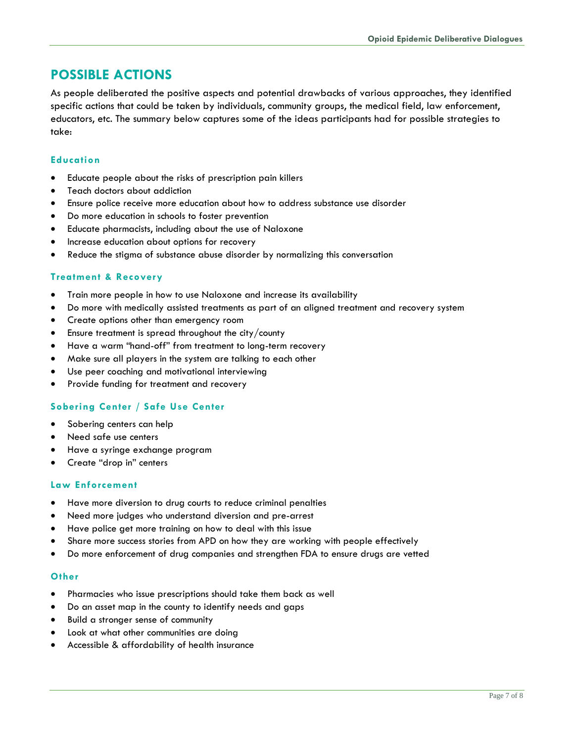## POSSIBLE ACTIONS

As people deliberated the positive aspects and potential drawbacks of various approaches, they identified specific actions that could be taken by individuals, community groups, the medical field, law enforcement, educators, etc. The summary below captures some of the ideas participants had for possible strategies to take:

### Education

- Educate people about the risks of prescription pain killers
- Teach doctors about addiction
- Ensure police receive more education about how to address substance use disorder
- Do more education in schools to foster prevention
- Educate pharmacists, including about the use of Naloxone
- Increase education about options for recovery
- Reduce the stigma of substance abuse disorder by normalizing this conversation

### Treatment & Recovery

- Train more people in how to use Naloxone and increase its availability
- Do more with medically assisted treatments as part of an aligned treatment and recovery system
- Create options other than emergency room
- Ensure treatment is spread throughout the city/county
- Have a warm "hand-off" from treatment to long-term recovery
- Make sure all players in the system are talking to each other
- Use peer coaching and motivational interviewing
- Provide funding for treatment and recovery

### Sobering Center / Safe Use Center

- Sobering centers can help
- Need safe use centers
- Have a syringe exchange program
- Create "drop in" centers

### Law Enforcement

- Have more diversion to drug courts to reduce criminal penalties
- Need more judges who understand diversion and pre-arrest
- Have police get more training on how to deal with this issue
- Share more success stories from APD on how they are working with people effectively
- Do more enforcement of drug companies and strengthen FDA to ensure drugs are vetted

### Other

- Pharmacies who issue prescriptions should take them back as well
- Do an asset map in the county to identify needs and gaps
- Build a stronger sense of community
- Look at what other communities are doing
- Accessible & affordability of health insurance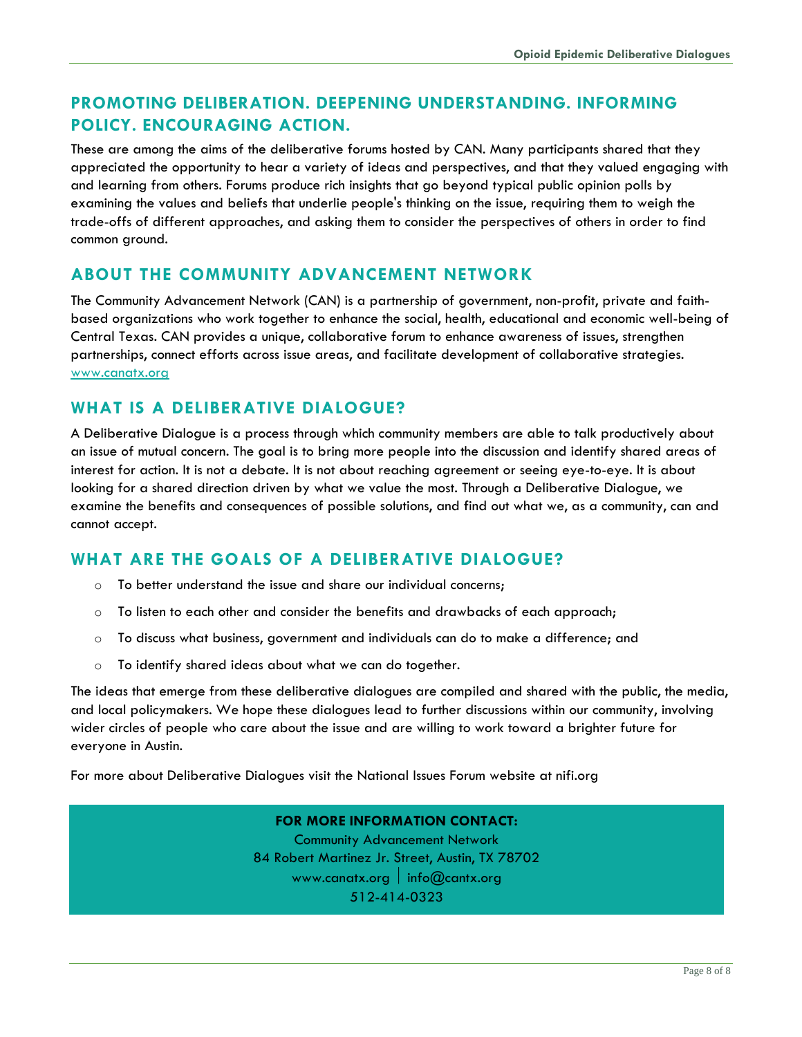## PROMOTING DELIBERATION. DEEPENING UNDERSTANDING. INFORMING POLICY. ENCOURAGING ACTION.

These are among the aims of the deliberative forums hosted by CAN. Many participants shared that they appreciated the opportunity to hear a variety of ideas and perspectives, and that they valued engaging with and learning from others. Forums produce rich insights that go beyond typical public opinion polls by examining the values and beliefs that underlie people's thinking on the issue, requiring them to weigh the trade-offs of different approaches, and asking them to consider the perspectives of others in order to find common ground.

## ABOUT THE COMMUNITY ADVANCEMENT NETWORK

The Community Advancement Network (CAN) is a partnership of government, non-profit, private and faith-based organizations who work together to enhance the social, health, educational and economic well-being of Central Texas. CAN provides a unique, collaborative forum to enhance awareness of issues, strengthen partnerships, connect efforts across issue areas, and facilitate development of collaborative strategies. www.canatx.org

## WHAT IS A DELIBERATIVE DIALOGUE?

A Deliberative Dialogue is a process through which community members are able to talk productively about an issue of mutual concern. The goal is to bring more people into the discussion and identify shared areas of interest for action. It is not a debate. It is not about reaching agreement or seeing eye-to-eye. It is about looking for a shared direction driven by what we value the most. Through a Deliberative Dialogue, we examine the benefits and consequences of possible solutions, and find out what we, as a community, can and cannot accept.

## WHAT ARE THE GOALS OF A DELIBERATIVE DIALOGUE?

- To better understand the issue and share our individual concerns;
- To listen to each other and consider the benefits and drawbacks of each approach;
- To discuss what business, government and individuals can do to make a difference; and
- To identify shared ideas about what we can do together.

The ideas that emerge from these deliberative dialogues are compiled and shared with the public, the media, and local policymakers. We hope these dialogues lead to further discussions within our community, involving wider circles of people who care about the issue and are willing to work toward a brighter future for everyone in Austin.

For more about Deliberative Dialogues visit the National Issues Forum website at nifi.org

**FOR MORE INFORMATION CONTACT:**

Community Advancement Network
84 Robert Martinez Jr. Street, Austin, TX 78702
www.canatx.org | info@cantx.org
512-414-0323